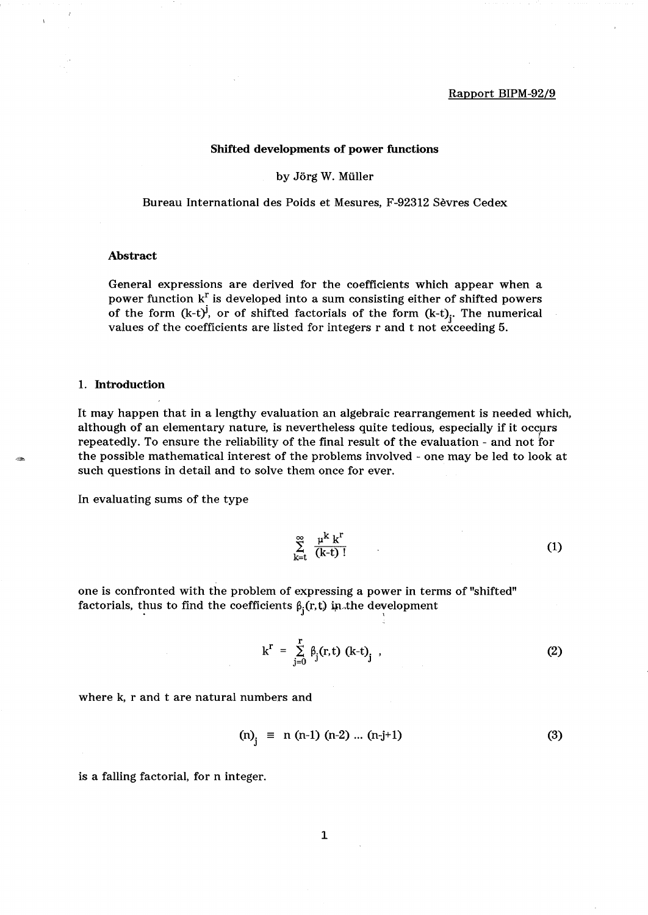Rapport BIPM-92/9

# Shifted developments of power functions

by Jörg W. Müller

Bureau International des Poids et Mesures, F-92312 Sèvres Cedex

## Abstract

General expressions are derived for the coefficients which appear when a power function $k^r$ is developed into a sum consisting either of shifted powers of the form $(k-t)^j$, or of shifted factorials of the form $(k-t)_j$. The numerical values of the coefficients are listed for integers r and t not exceeding 5.

## 1. Introduction

It may happen that in a lengthy evaluation an algebraic rearrangement is needed which, although of an elementary nature, is nevertheless quite tedious, especially if it occurs repeatedly. To ensure the reliability of the final result of the evaluation - and not for the possible mathematical interest of the problems involved - one may be led to look at such questions in detail and to solve them once for ever.

In evaluating sums of the type

$$\sum_{k=t}^{\infty} \frac{\mu^k \, k^r}{(k-t)\,!} \tag{1}$$

one is confronted with the problem of expressing a power in terms of "shifted" factorials, thus to find the coefficients $\beta_j(r,t)$ in the development

$$k^r = \sum_{j=0}^{r} \beta_j(r,t) \, (k-t)_j \; , \tag{2}$$

where k, r and t are natural numbers and

$$(n)_j \equiv n\,(n-1)\,(n-2)\,...\,(n-j+1) \tag{3}$$

is a falling factorial, for n integer.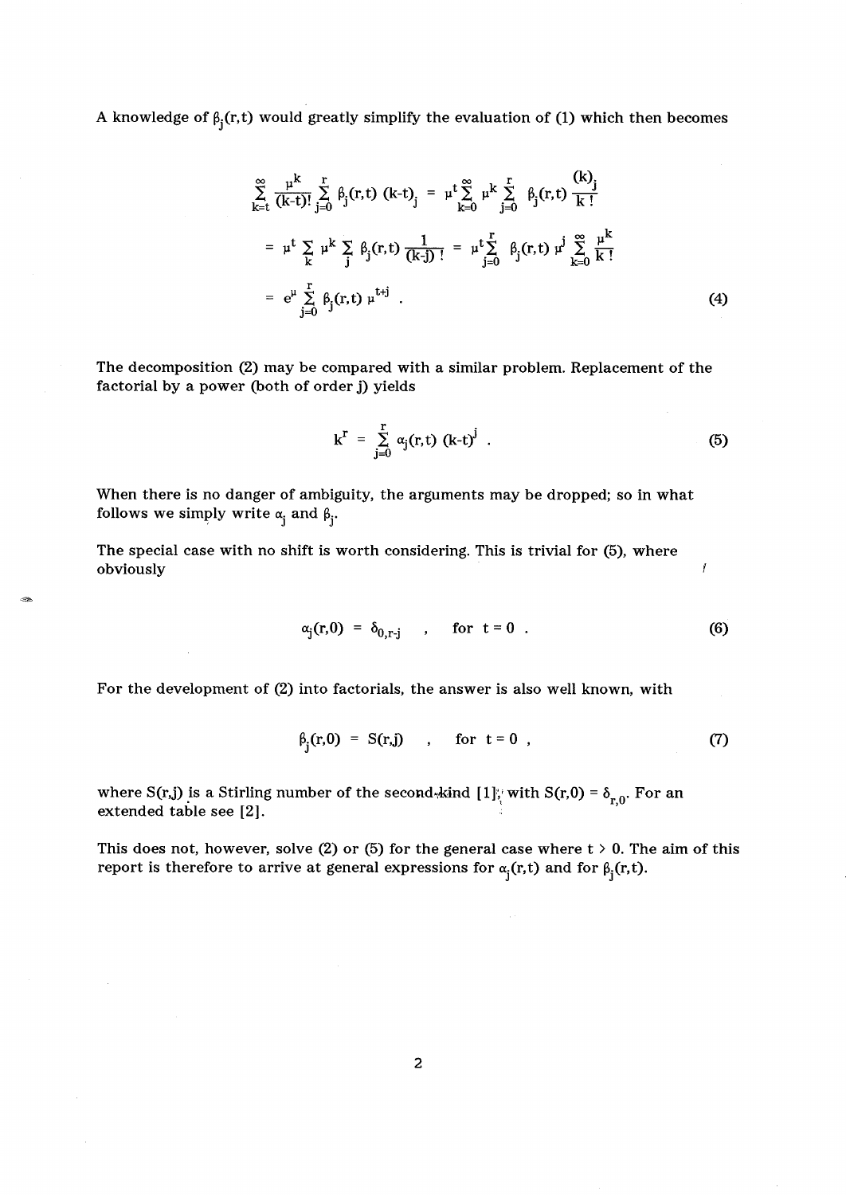A knowledge of $\beta_j(r,t)$ would greatly simplify the evaluation of (1) which then becomes

$$
\begin{aligned}
\sum_{k=t}^{\infty} \frac{\mu^k}{(k-t)!} \sum_{j=0}^{r} \beta_j(r,t)\,(k-t)_j &= \mu^t \sum_{k=0}^{\infty} \mu^k \sum_{j=0}^{r} \beta_j(r,t)\, \frac{(k)_j}{k\,!} \\
&= \mu^t \sum_{k} \mu^k \sum_{j} \beta_j(r,t)\, \frac{1}{(k-j)\,!} = \mu^t \sum_{j=0}^{r} \beta_j(r,t)\, \mu^j \sum_{k=0}^{\infty} \frac{\mu^k}{k\,!} \\
&= e^{\mu} \sum_{j=0}^{r} \beta_j(r,t)\, \mu^{t+j} \;.
\end{aligned} \tag{4}
$$

The decomposition (2) may be compared with a similar problem. Replacement of the factorial by a power (both of order j) yields

$$
k^r = \sum_{j=0}^{r} \alpha_j(r,t)\,(k-t)^j \;. \tag{5}
$$

When there is no danger of ambiguity, the arguments may be dropped; so in what follows we simply write $\alpha_j$ and $\beta_j$.

The special case with no shift is worth considering. This is trivial for (5), where obviously

$$
\alpha_j(r,0) = \delta_{0,r-j} \quad , \quad \text{for } t = 0 \;. \tag{6}
$$

For the development of (2) into factorials, the answer is also well known, with

$$
\beta_j(r,0) = S(r,j) \quad , \quad \text{for } t = 0 \;, \tag{7}
$$

where $S(r,j)$ is a Stirling number of the second kind [1], with $S(r,0) = \delta_{r,0}$. For an extended table see [2].

This does not, however, solve (2) or (5) for the general case where $t > 0$. The aim of this report is therefore to arrive at general expressions for $\alpha_j(r,t)$ and for $\beta_j(r,t)$.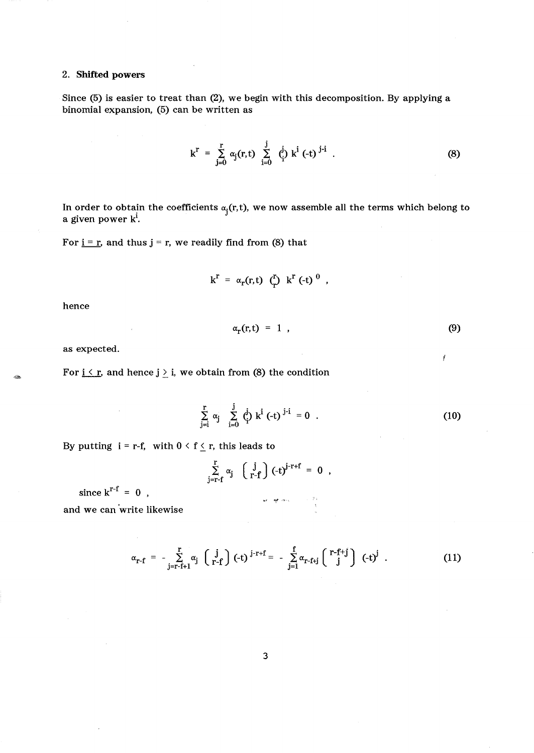## 2. **Shifted powers**

Since (5) is easier to treat than (2), we begin with this decomposition. By applying a binomial expansion, (5) can be written as

$$k^r = \sum_{j=0}^{r} \alpha_j(r,t) \sum_{i=0}^{j} \binom{j}{i} k^i (-t)^{j-i} . \tag{8}$$

In order to obtain the coefficients $\alpha_j(r,t)$, we now assemble all the terms which belong to a given power $k^i$.

For $\underline{i = r}$, and thus $j = r$, we readily find from (8) that

$$k^r = \alpha_r(r,t) \binom{r}{r} k^r (-t)^0 ,$$

hence

$$\alpha_r(r,t) = 1 , \tag{9}$$

as expected.

For $\underline{i < r}$, and hence $j \geq i$, we obtain from (8) the condition

$$\sum_{j=i}^{r} \alpha_j \sum_{i=0}^{j} \binom{j}{i} k^i (-t)^{j-i} = 0 . \tag{10}$$

By putting $i = r-f$, with $0 < f \leq r$, this leads to

$$\sum_{j=r-f}^{r} \alpha_j \binom{j}{r-f} (-t)^{j-r+f} = 0 ,$$

since $k^{r-f} = 0$ ,

and we can write likewise

$$\alpha_{r-f} = - \sum_{j=r-f+1}^{r} \alpha_j \binom{j}{r-f} (-t)^{j-r+f} = - \sum_{j=1}^{f} \alpha_{r-f+j} \binom{r-f+j}{j} (-t)^j . \tag{11}$$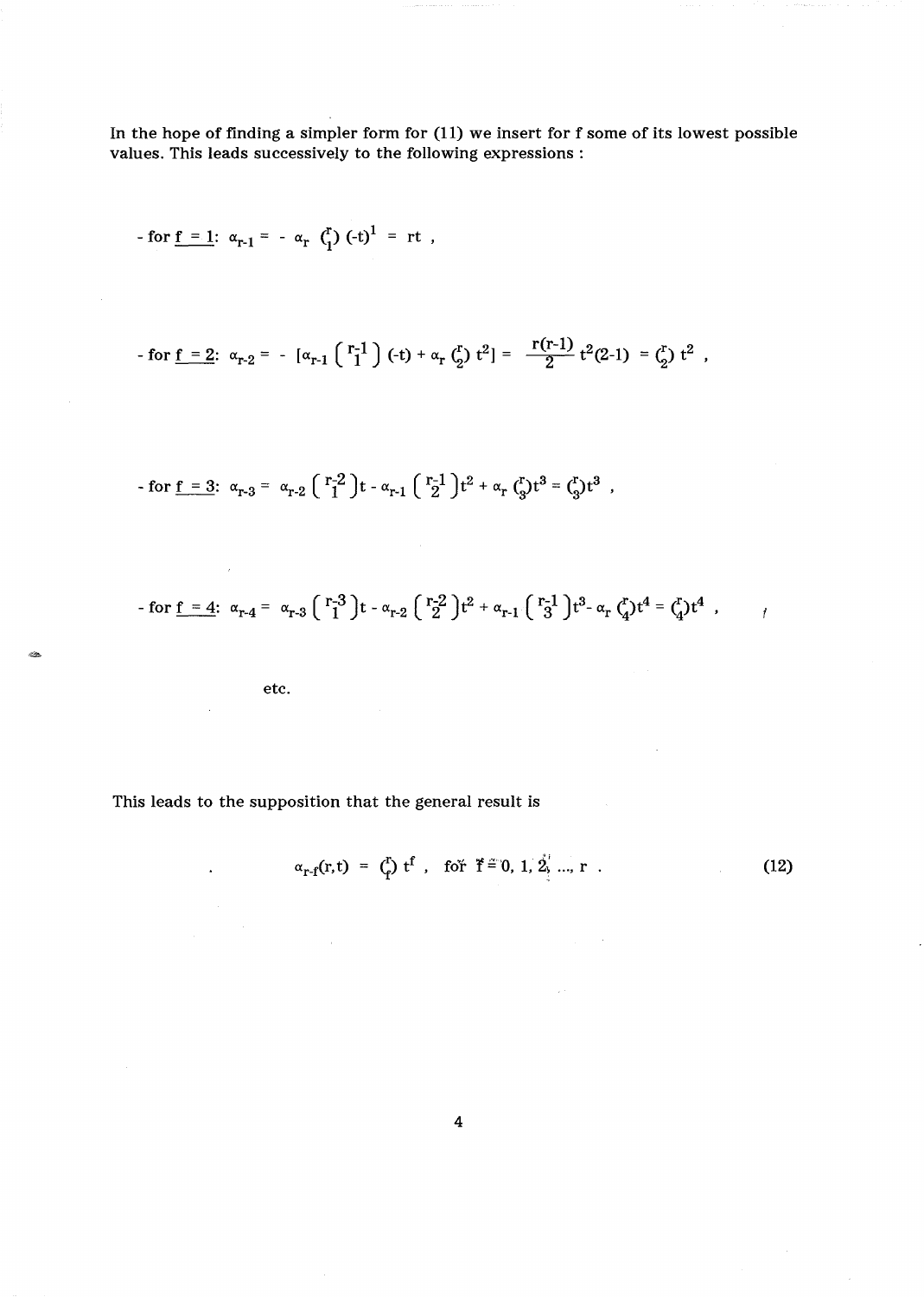In the hope of finding a simpler form for (11) we insert for f some of its lowest possible values. This leads successively to the following expressions :

- for <u>f = 1</u>: $\alpha_{r-1} = -\alpha_r \binom{r}{1} (-t)^1 = rt$ ,

- for <u>f = 2</u>: $\alpha_{r-2} = -[\alpha_{r-1} \binom{r-1}{1} (-t) + \alpha_r \binom{r}{2} t^2] = \frac{r(r-1)}{2} t^2(2-1) = \binom{r}{2} t^2$ ,

- for <u>f = 3</u>: $\alpha_{r-3} = \alpha_{r-2} \binom{r-2}{1} t - \alpha_{r-1} \binom{r-1}{2} t^2 + \alpha_r \binom{r}{3} t^3 = \binom{r}{3} t^3$ ,

- for <u>f = 4</u>: $\alpha_{r-4} = \alpha_{r-3} \binom{r-3}{1} t - \alpha_{r-2} \binom{r-2}{2} t^2 + \alpha_{r-1} \binom{r-1}{3} t^3 - \alpha_r \binom{r}{4} t^4 = \binom{r}{4} t^4$ ,

etc.

This leads to the supposition that the general result is

$$\alpha_{r-f}(r,t) = \binom{r}{f} t^f \,, \quad \text{for } f = 0, 1, 2, \ldots, r \,. \tag{12}$$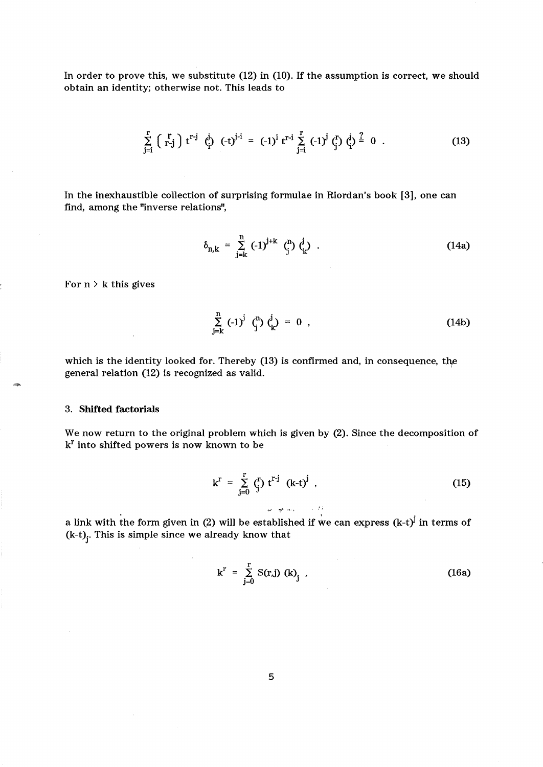In order to prove this, we substitute (12) in (10). If the assumption is correct, we should obtain an identity; otherwise not. This leads to

$$\sum_{j=i}^{r} \left( {r \atop r\text{-}j} \right) t^{r-j} \binom{j}{i} (-t)^{j-i} = (-1)^i \, t^{r-i} \sum_{j=i}^{r} (-1)^j \binom{r}{j} \binom{j}{i} \overset{?}{=} 0 \ . \tag{13}$$

In the inexhaustible collection of surprising formulae in Riordan's book [3], one can find, among the "inverse relations",

$$\delta_{n,k} = \sum_{j=k}^{n} (-1)^{j+k} \binom{n}{j} \binom{j}{k} \ . \tag{14a}$$

For $n > k$ this gives

$$\sum_{j=k}^{n} (-1)^j \binom{n}{j} \binom{j}{k} = 0 \ , \tag{14b}$$

which is the identity looked for. Thereby (13) is confirmed and, in consequence, the general relation (12) is recognized as valid.

### 3. Shifted factorials

We now return to the original problem which is given by (2). Since the decomposition of $k^r$ into shifted powers is now known to be

$$k^r = \sum_{j=0}^{r} \binom{r}{j} t^{r-j} (k-t)^j \ , \tag{15}$$

a link with the form given in (2) will be established if we can express $(k-t)^j$ in terms of $(k-t)_j$. This is simple since we already know that

$$k^r = \sum_{j=0}^{r} S(r,j) \, (k)_j \ , \tag{16a}$$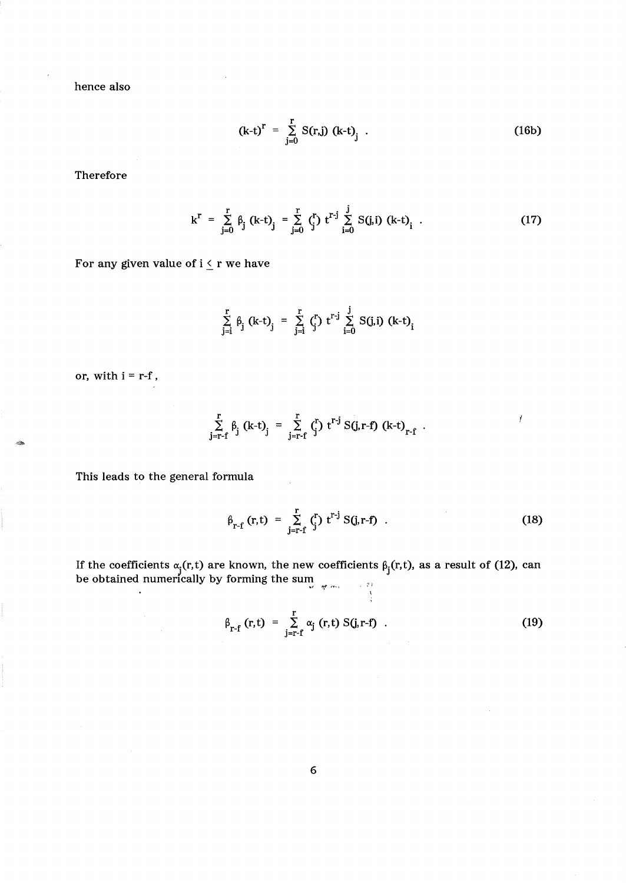hence also

$$(k-t)^r = \sum_{j=0}^{r} S(r,j)\,(k-t)_j \ . \tag{16b}$$

Therefore

$$k^r = \sum_{j=0}^{r} \beta_j\,(k-t)_j = \sum_{j=0}^{r} \binom{r}{j} t^{r-j} \sum_{i=0}^{j} S(j,i)\,(k-t)_i \ . \tag{17}$$

For any given value of $i \leq r$ we have

$$\sum_{j=i}^{r} \beta_j\,(k-t)_j = \sum_{j=i}^{r} \binom{r}{j} t^{r-j} \sum_{i=0}^{j} S(j,i)\,(k-t)_i$$

or, with $i = r-f$,

$$\sum_{j=r-f}^{r} \beta_j\,(k-t)_j = \sum_{j=r-f}^{r} \binom{r}{j} t^{r-j}\, S(j,r-f)\,(k-t)_{r-f} \ .$$

This leads to the general formula

$$\beta_{r-f}\,(r,t) = \sum_{j=r-f}^{r} \binom{r}{j} t^{r-j}\, S(j,r-f) \ . \tag{18}$$

If the coefficients $\alpha_j(r,t)$ are known, the new coefficients $\beta_j(r,t)$, as a result of (12), can be obtained numerically by forming the sum

$$\beta_{r-f}\,(r,t) = \sum_{j=r-f}^{r} \alpha_j\,(r,t)\, S(j,r-f) \ . \tag{19}$$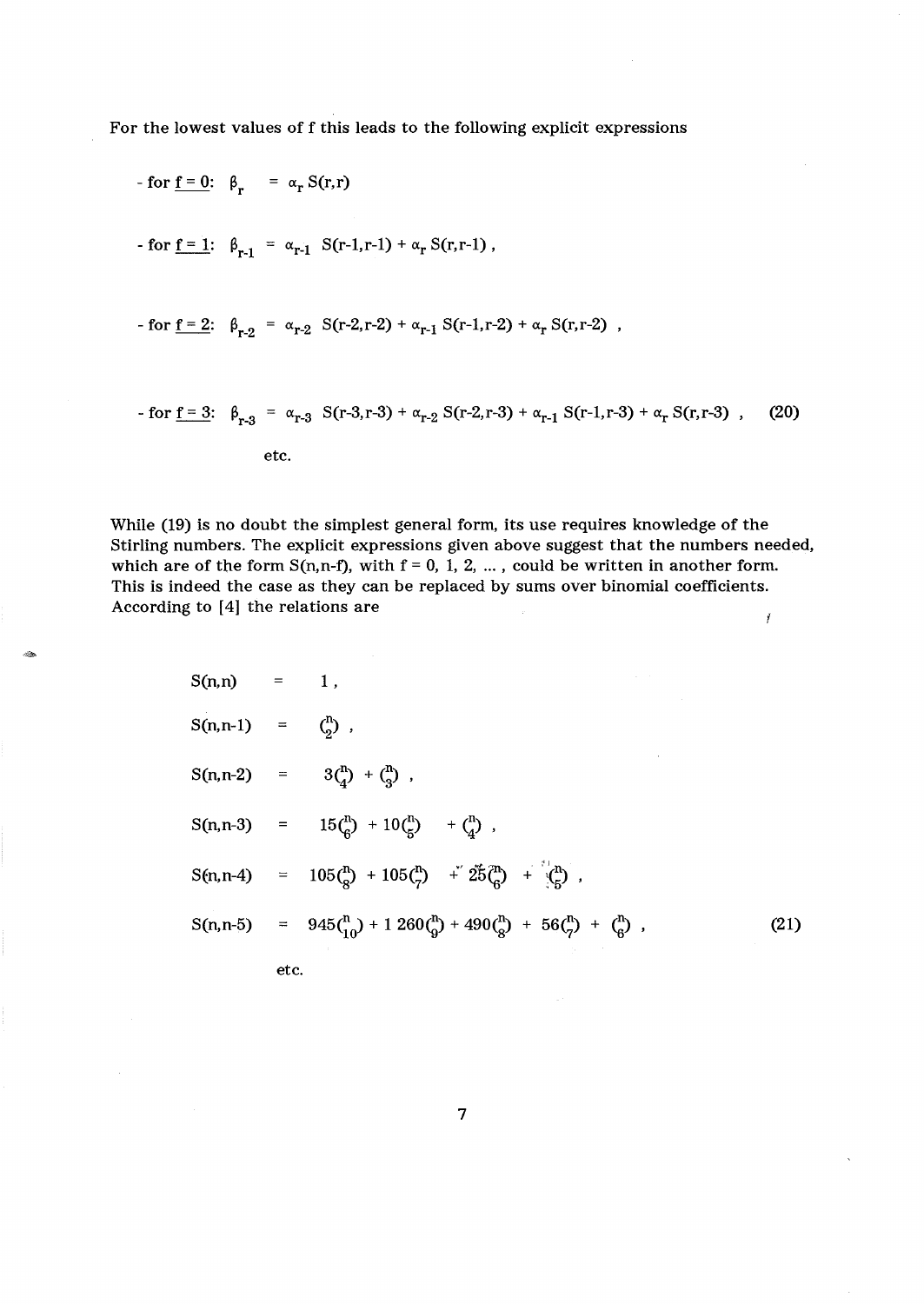For the lowest values of f this leads to the following explicit expressions

- for <u>f = 0:</u> $\beta_r = \alpha_r S(r,r)$

- for <u>f = 1:</u> $\beta_{r-1} = \alpha_{r-1} S(r-1,r-1) + \alpha_r S(r,r-1)$ ,

- for <u>f = 2:</u> $\beta_{r-2} = \alpha_{r-2} S(r-2,r-2) + \alpha_{r-1} S(r-1,r-2) + \alpha_r S(r,r-2)$ ,

- for <u>f = 3:</u> $\beta_{r-3} = \alpha_{r-3} S(r-3,r-3) + \alpha_{r-2} S(r-2,r-3) + \alpha_{r-1} S(r-1,r-3) + \alpha_r S(r,r-3)$ , (20)

etc.

While (19) is no doubt the simplest general form, its use requires knowledge of the Stirling numbers. The explicit expressions given above suggest that the numbers needed, which are of the form S(n,n-f), with f = 0, 1, 2, ... , could be written in another form. This is indeed the case as they can be replaced by sums over binomial coefficients. According to [4] the relations are

$$S(n,n) = 1 ,$$

$$S(n,n-1) = \binom{n}{2} ,$$

$$S(n,n-2) = 3\binom{n}{4} + \binom{n}{3} ,$$

$$S(n,n-3) = 15\binom{n}{6} + 10\binom{n}{5} + \binom{n}{4} ,$$

$$S(n,n-4) = 105\binom{n}{8} + 105\binom{n}{7} + 25\binom{n}{6} + \binom{n}{5} ,$$

$$S(n,n-5) = 945\binom{n}{10} + 1\,260\binom{n}{9} + 490\binom{n}{8} + 56\binom{n}{7} + \binom{n}{6} , \qquad (21)$$

etc.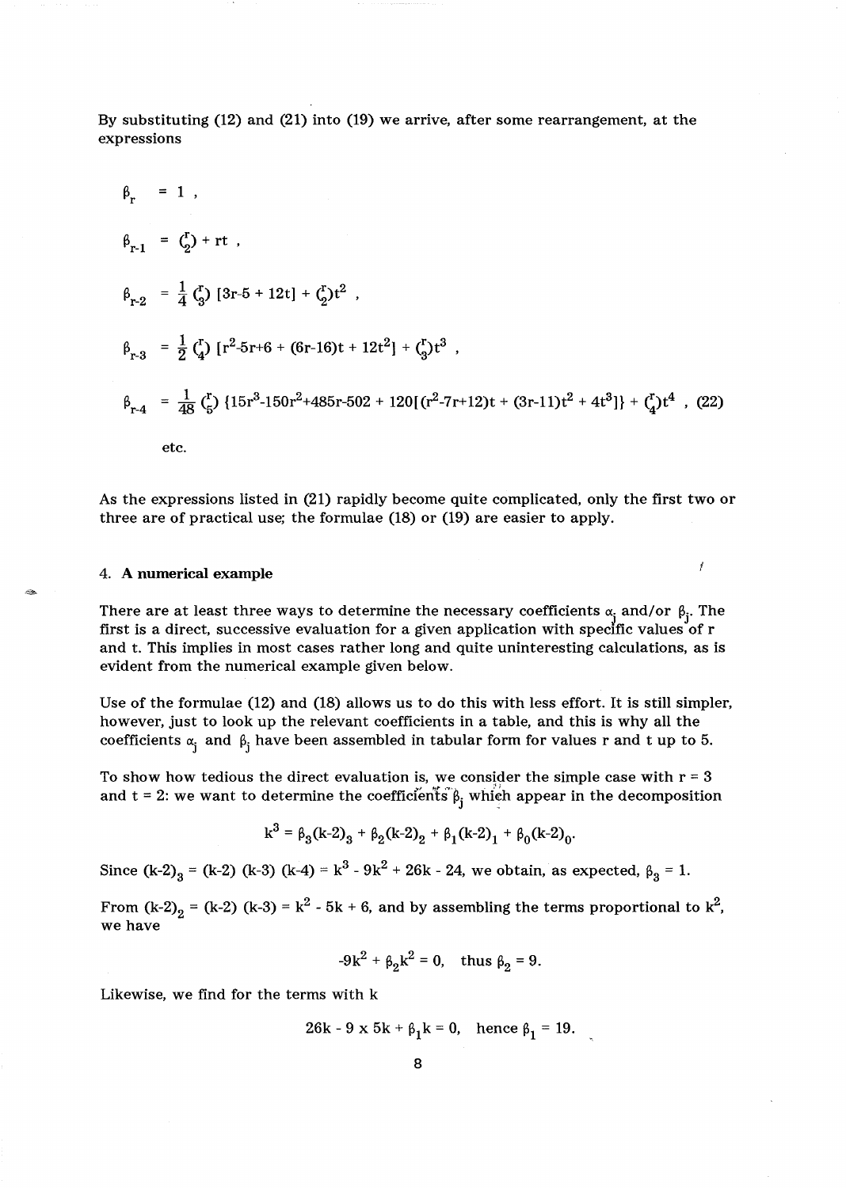By substituting (12) and (21) into (19) we arrive, after some rearrangement, at the expressions

$$\beta_r = 1 ,$$

$$\beta_{r-1} = \binom{r}{2} + rt ,$$

$$\beta_{r-2} = \frac{1}{4}\binom{r}{3}[3r\text{-}5 + 12t] + \binom{r}{2}t^2 ,$$

$$\beta_{r-3} = \frac{1}{2}\binom{r}{4}[r^2\text{-}5r\text{+}6 + (6r\text{-}16)t + 12t^2] + \binom{r}{3}t^3 ,$$

$$\beta_{r-4} = \frac{1}{48}\binom{r}{5}\{15r^3\text{-}150r^2\text{+}485r\text{-}502 + 120[(r^2\text{-}7r\text{+}12)t + (3r\text{-}11)t^2 + 4t^3]\} + \binom{r}{4}t^4 \text{ , (22)}$$

etc.

As the expressions listed in (21) rapidly become quite complicated, only the first two or three are of practical use; the formulae (18) or (19) are easier to apply.

## 4. A numerical example

There are at least three ways to determine the necessary coefficients $\alpha_j$ and/or $\beta_j$. The first is a direct, successive evaluation for a given application with specific values of r and t. This implies in most cases rather long and quite uninteresting calculations, as is evident from the numerical example given below.

Use of the formulae (12) and (18) allows us to do this with less effort. It is still simpler, however, just to look up the relevant coefficients in a table, and this is why all the coefficients $\alpha_j$ and $\beta_j$ have been assembled in tabular form for values r and t up to 5.

To show how tedious the direct evaluation is, we consider the simple case with r = 3 and t = 2: we want to determine the coefficients $\beta_j$ which appear in the decomposition

$$k^3 = \beta_3(k\text{-}2)_3 + \beta_2(k\text{-}2)_2 + \beta_1(k\text{-}2)_1 + \beta_0(k\text{-}2)_0.$$

Since $(k\text{-}2)_3 = (k\text{-}2)\,(k\text{-}3)\,(k\text{-}4) = k^3 - 9k^2 + 26k - 24$, we obtain, as expected, $\beta_3 = 1$.

From $(k\text{-}2)_2 = (k\text{-}2)\,(k\text{-}3) = k^2 - 5k + 6$, and by assembling the terms proportional to $k^2$, we have

$$-9k^2 + \beta_2 k^2 = 0, \quad \text{thus } \beta_2 = 9.$$

Likewise, we find for the terms with k

$$26k - 9 \times 5k + \beta_1 k = 0, \quad \text{hence } \beta_1 = 19.$$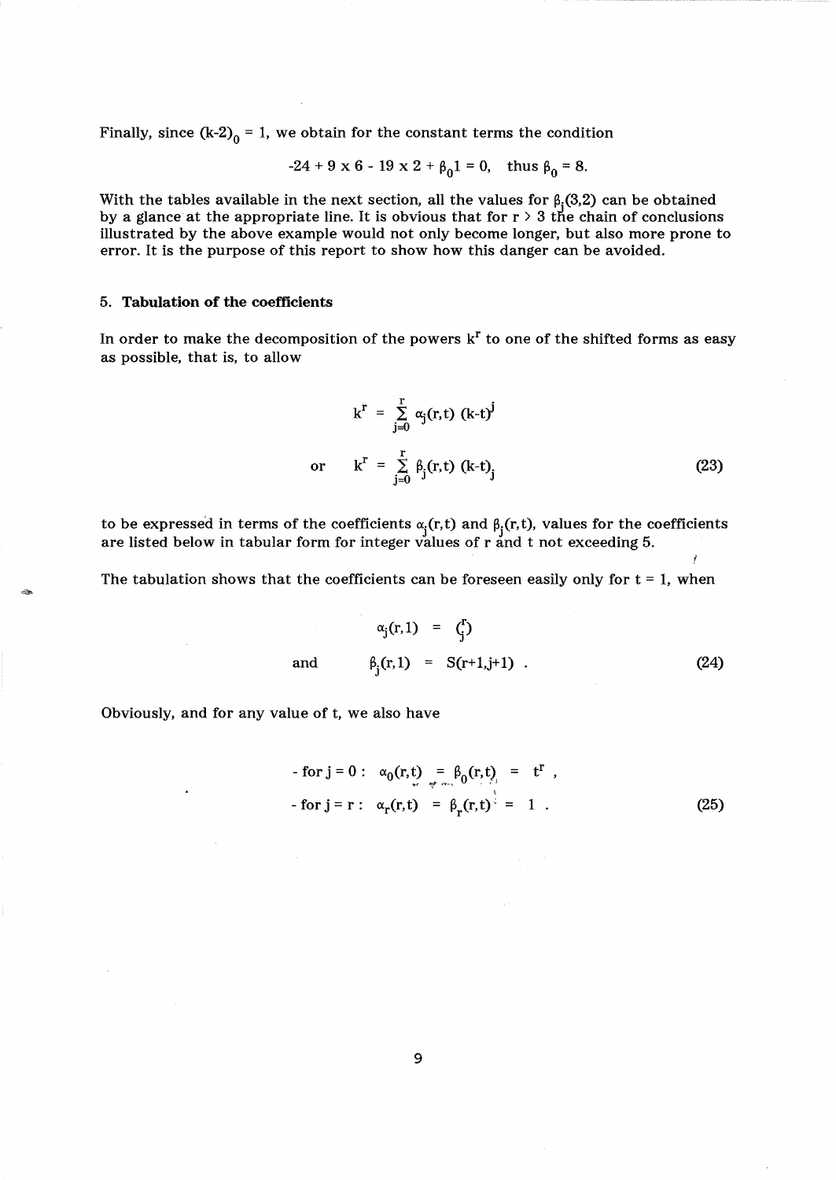Finally, since $(k\text{-}2)_0 = 1$, we obtain for the constant terms the condition

$$-24 + 9 \times 6 - 19 \times 2 + \beta_0 1 = 0, \quad \text{thus } \beta_0 = 8.$$

With the tables available in the next section, all the values for $\beta_j(3,2)$ can be obtained by a glance at the appropriate line. It is obvious that for $r > 3$ the chain of conclusions illustrated by the above example would not only become longer, but also more prone to error. It is the purpose of this report to show how this danger can be avoided.

## 5. Tabulation of the coefficients

In order to make the decomposition of the powers $k^r$ to one of the shifted forms as easy as possible, that is, to allow

$$k^r = \sum_{j=0}^{r} \alpha_j(r,t)\,(k\text{-}t)^j$$

$$\text{or} \quad k^r = \sum_{j=0}^{r} \beta_j(r,t)\,(k\text{-}t)_j \tag{23}$$

to be expressed in terms of the coefficients $\alpha_j(r,t)$ and $\beta_j(r,t)$, values for the coefficients are listed below in tabular form for integer values of r and t not exceeding 5.

The tabulation shows that the coefficients can be foreseen easily only for t = 1, when

$$\alpha_j(r,1) = \binom{r}{j}$$

$$\text{and} \quad \beta_j(r,1) = S(r+1,j+1) . \tag{24}$$

Obviously, and for any value of t, we also have

$$\text{- for } j = 0 : \quad \alpha_0(r,t) = \beta_0(r,t) = t^r ,$$

$$\text{- for } j = r : \quad \alpha_r(r,t) = \beta_r(r,t) = 1 . \tag{25}$$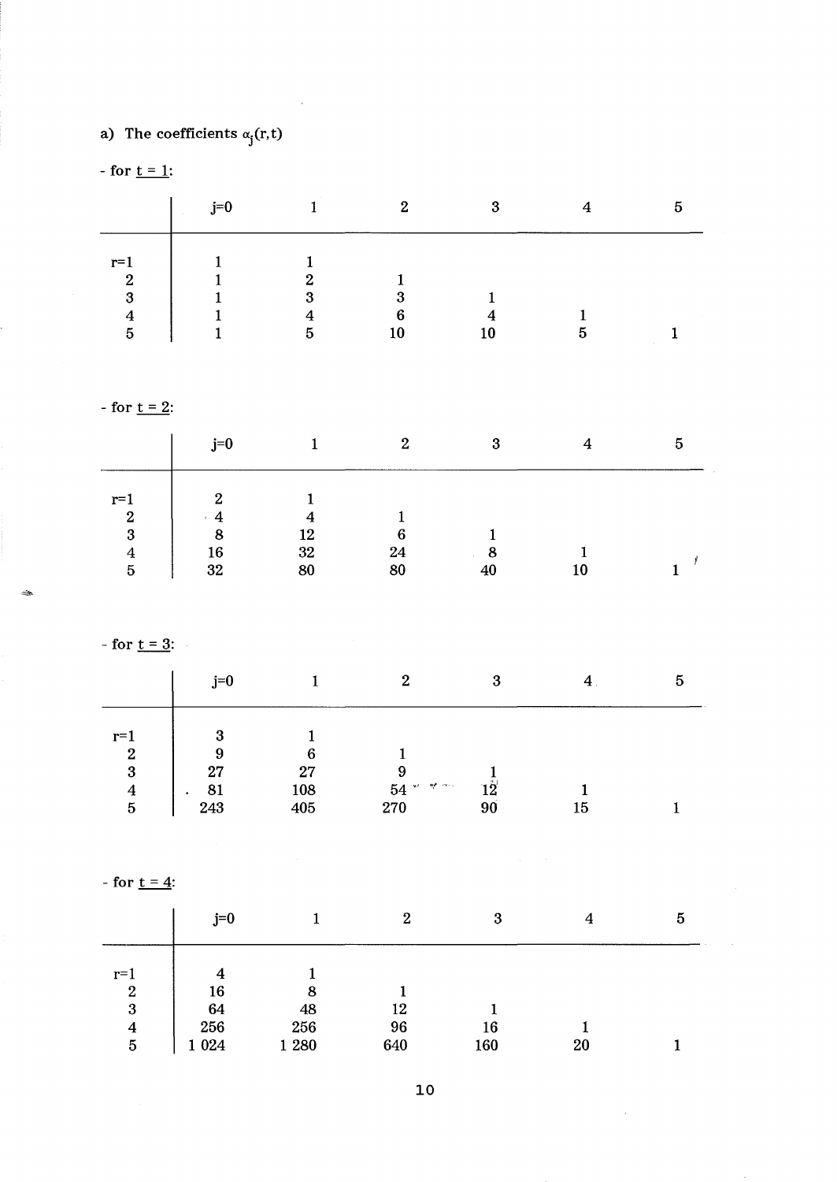a) The coefficients $\alpha_j(r,t)$

- for $\underline{t = 1}$:

| | j=0 | 1 | 2 | 3 | 4 | 5 |
|---|---|---|---|---|---|---|
| r=1 | 1 | 1 | | | | |
| 2 | 1 | 2 | 1 | | | |
| 3 | 1 | 3 | 3 | 1 | | |
| 4 | 1 | 4 | 6 | 4 | 1 | |
| 5 | 1 | 5 | 10 | 10 | 5 | 1 |

- for $\underline{t = 2}$:

| | j=0 | 1 | 2 | 3 | 4 | 5 |
|---|---|---|---|---|---|---|
| r=1 | 2 | 1 | | | | |
| 2 | 4 | 4 | 1 | | | |
| 3 | 8 | 12 | 6 | 1 | | |
| 4 | 16 | 32 | 24 | 8 | 1 | |
| 5 | 32 | 80 | 80 | 40 | 10 | 1 |

- for $\underline{t = 3}$:

| | j=0 | 1 | 2 | 3 | 4 | 5 |
|---|---|---|---|---|---|---|
| r=1 | 3 | 1 | | | | |
| 2 | 9 | 6 | 1 | | | |
| 3 | 27 | 27 | 9 | 1 | | |
| 4 | 81 | 108 | 54 | 12 | 1 | |
| 5 | 243 | 405 | 270 | 90 | 15 | 1 |

- for $\underline{t = 4}$:

| | j=0 | 1 | 2 | 3 | 4 | 5 |
|---|---|---|---|---|---|---|
| r=1 | 4 | 1 | | | | |
| 2 | 16 | 8 | 1 | | | |
| 3 | 64 | 48 | 12 | 1 | | |
| 4 | 256 | 256 | 96 | 16 | 1 | |
| 5 | 1 024 | 1 280 | 640 | 160 | 20 | 1 |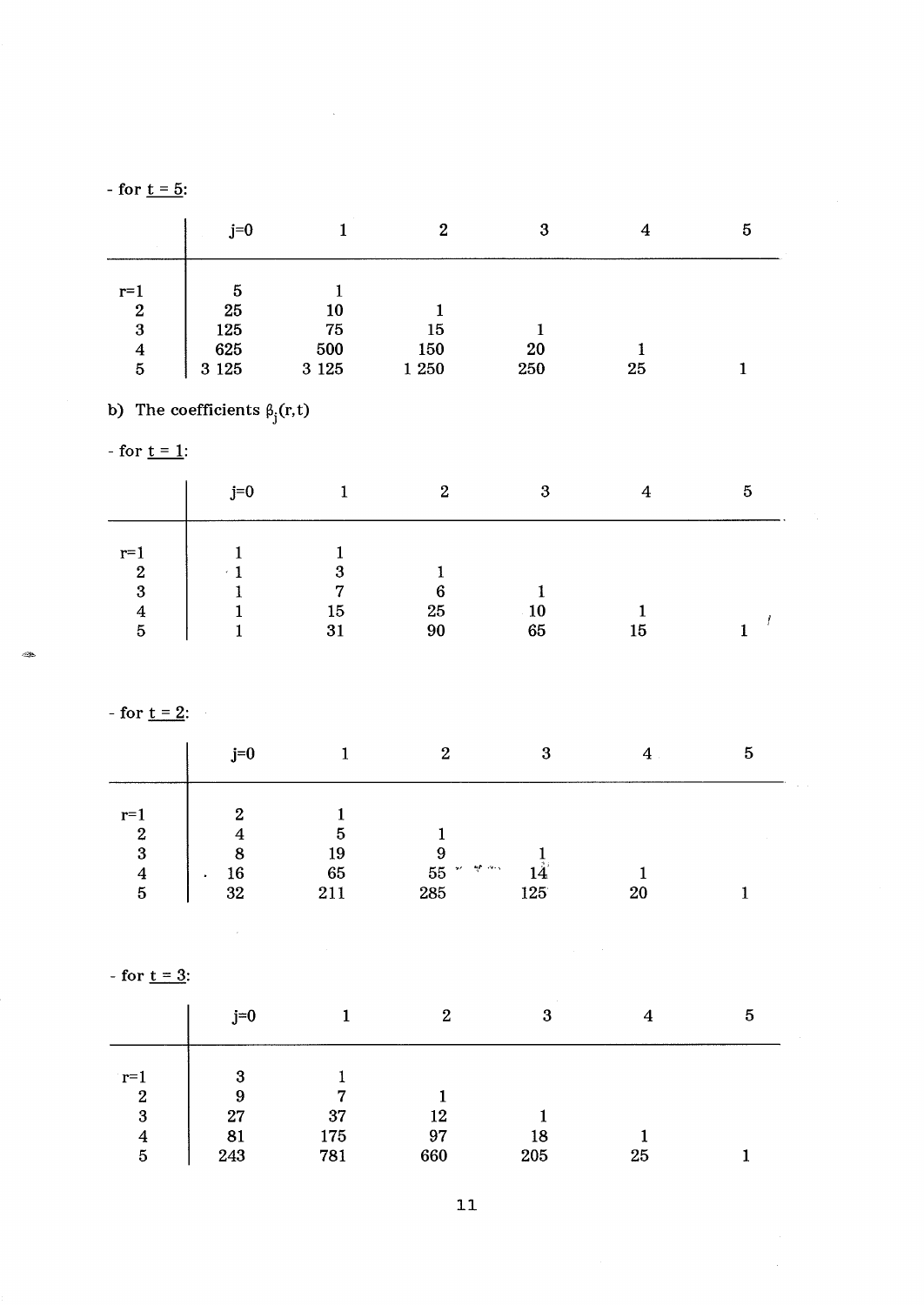- for $\underline{t = 5}$:

| | j=0 | 1 | 2 | 3 | 4 | 5 |
|---|---|---|---|---|---|---|
| r=1 | 5 | 1 | | | | |
| 2 | 25 | 10 | 1 | | | |
| 3 | 125 | 75 | 15 | 1 | | |
| 4 | 625 | 500 | 150 | 20 | 1 | |
| 5 | 3 125 | 3 125 | 1 250 | 250 | 25 | 1 |

b) The coefficients $\beta_j(r,t)$

- for $\underline{t = 1}$:

| | j=0 | 1 | 2 | 3 | 4 | 5 |
|---|---|---|---|---|---|---|
| r=1 | 1 | 1 | | | | |
| 2 | 1 | 3 | 1 | | | |
| 3 | 1 | 7 | 6 | 1 | | |
| 4 | 1 | 15 | 25 | 10 | 1 | |
| 5 | 1 | 31 | 90 | 65 | 15 | 1 |

- for $\underline{t = 2}$:

| | j=0 | 1 | 2 | 3 | 4 | 5 |
|---|---|---|---|---|---|---|
| r=1 | 2 | 1 | | | | |
| 2 | 4 | 5 | 1 | | | |
| 3 | 8 | 19 | 9 | 1 | | |
| 4 | 16 | 65 | 55 | 14 | 1 | |
| 5 | 32 | 211 | 285 | 125 | 20 | 1 |

- for $\underline{t = 3}$:

| | j=0 | 1 | 2 | 3 | 4 | 5 |
|---|---|---|---|---|---|---|
| r=1 | 3 | 1 | | | | |
| 2 | 9 | 7 | 1 | | | |
| 3 | 27 | 37 | 12 | 1 | | |
| 4 | 81 | 175 | 97 | 18 | 1 | |
| 5 | 243 | 781 | 660 | 205 | 25 | 1 |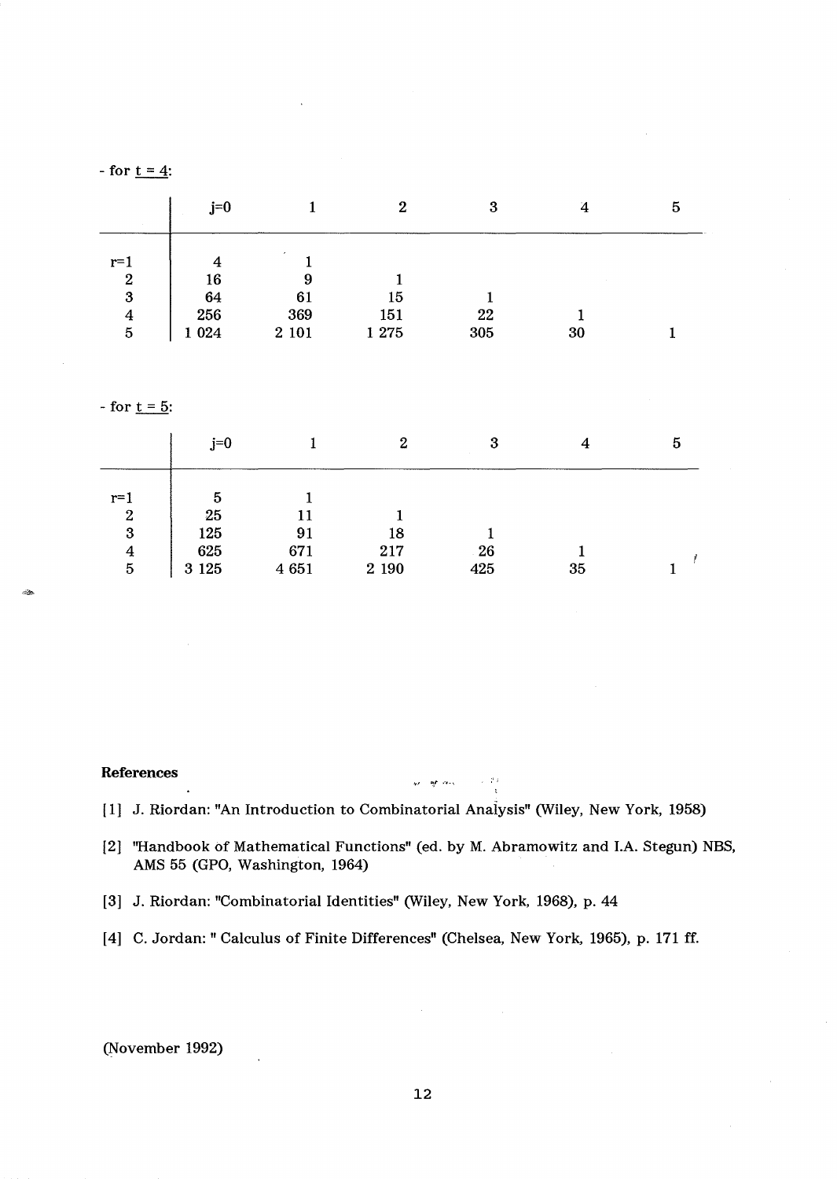- for $t = 4$:

| | j=0 | 1 | 2 | 3 | 4 | 5 |
|---|---|---|---|---|---|---|
| r=1 | 4 | 1 | | | | |
| 2 | 16 | 9 | 1 | | | |
| 3 | 64 | 61 | 15 | 1 | | |
| 4 | 256 | 369 | 151 | 22 | 1 | |
| 5 | 1 024 | 2 101 | 1 275 | 305 | 30 | 1 |

- for $t = 5$:

| | j=0 | 1 | 2 | 3 | 4 | 5 |
|---|---|---|---|---|---|---|
| r=1 | 5 | 1 | | | | |
| 2 | 25 | 11 | 1 | | | |
| 3 | 125 | 91 | 18 | 1 | | |
| 4 | 625 | 671 | 217 | 26 | 1 | |
| 5 | 3 125 | 4 651 | 2 190 | 425 | 35 | 1 |

**References**

[1] J. Riordan: "An Introduction to Combinatorial Analysis" (Wiley, New York, 1958)

[2] "Handbook of Mathematical Functions" (ed. by M. Abramowitz and I.A. Stegun) NBS, AMS 55 (GPO, Washington, 1964)

[3] J. Riordan: "Combinatorial Identities" (Wiley, New York, 1968), p. 44

[4] C. Jordan: " Calculus of Finite Differences" (Chelsea, New York, 1965), p. 171 ff.

(November 1992)